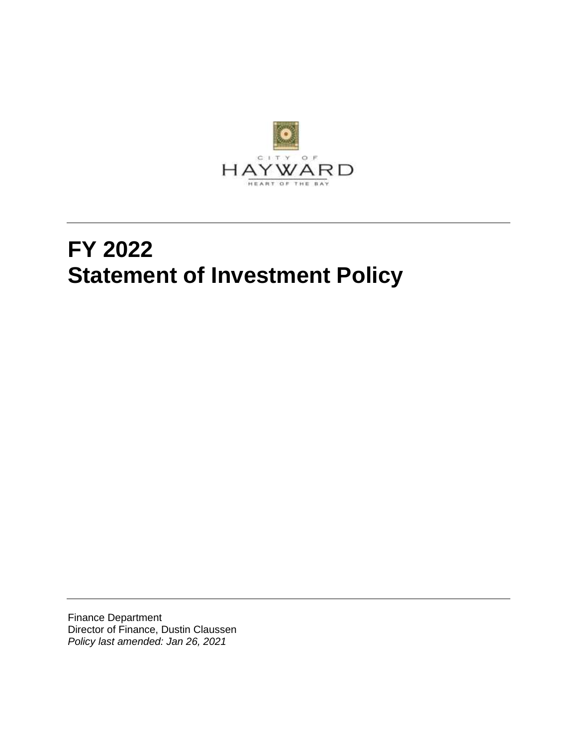CITY OF

HAYWARD

HEART OF THE BAY

# FY 2022
# Statement of Investment Policy

Finance Department
Director of Finance, Dustin Claussen
*Policy last amended: Jan 26, 2021*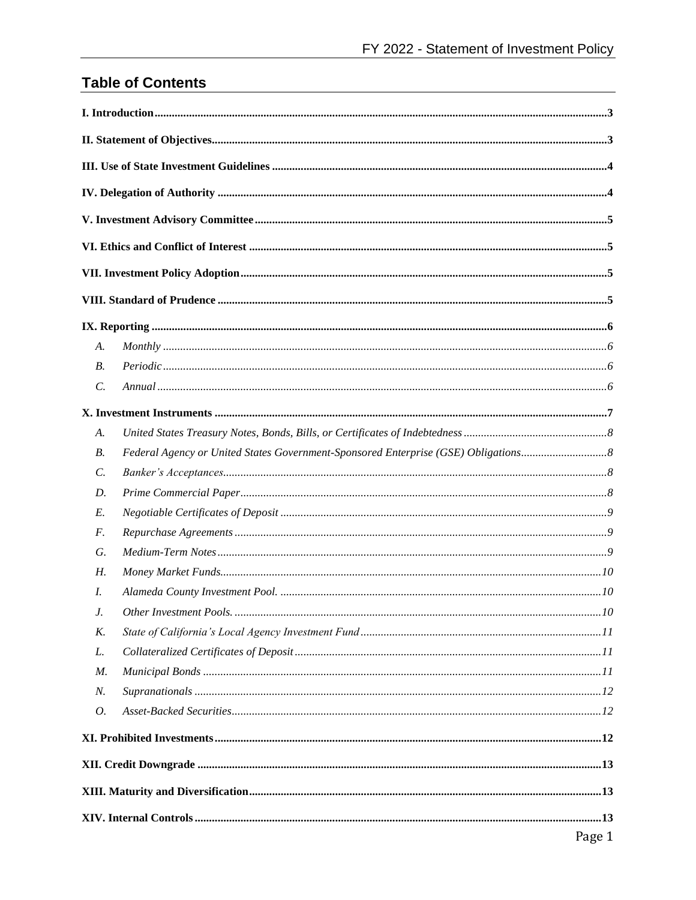## Table of Contents

**I. Introduction** ..... 3

**II. Statement of Objectives** ..... 3

**III. Use of State Investment Guidelines** ..... 4

**IV. Delegation of Authority** ..... 4

**V. Investment Advisory Committee** ..... 5

**VI. Ethics and Conflict of Interest** ..... 5

**VII. Investment Policy Adoption** ..... 5

**VIII. Standard of Prudence** ..... 5

**IX. Reporting** ..... 6

- *A. Monthly* ..... 6
- *B. Periodic* ..... 6
- *C. Annual* ..... 6

**X. Investment Instruments** ..... 7

- *A. United States Treasury Notes, Bonds, Bills, or Certificates of Indebtedness* ..... 8
- *B. Federal Agency or United States Government-Sponsored Enterprise (GSE) Obligations* ..... 8
- *C. Banker's Acceptances* ..... 8
- *D. Prime Commercial Paper* ..... 8
- *E. Negotiable Certificates of Deposit* ..... 9
- *F. Repurchase Agreements* ..... 9
- *G. Medium-Term Notes* ..... 9
- *H. Money Market Funds* ..... 10
- *I. Alameda County Investment Pool.* ..... 10
- *J. Other Investment Pools.* ..... 10
- *K. State of California's Local Agency Investment Fund* ..... 11
- *L. Collateralized Certificates of Deposit* ..... 11
- *M. Municipal Bonds* ..... 11
- *N. Supranationals* ..... 12
- *O. Asset-Backed Securities* ..... 12

**XI. Prohibited Investments** ..... 12

**XII. Credit Downgrade** ..... 13

**XIII. Maturity and Diversification** ..... 13

**XIV. Internal Controls** ..... 13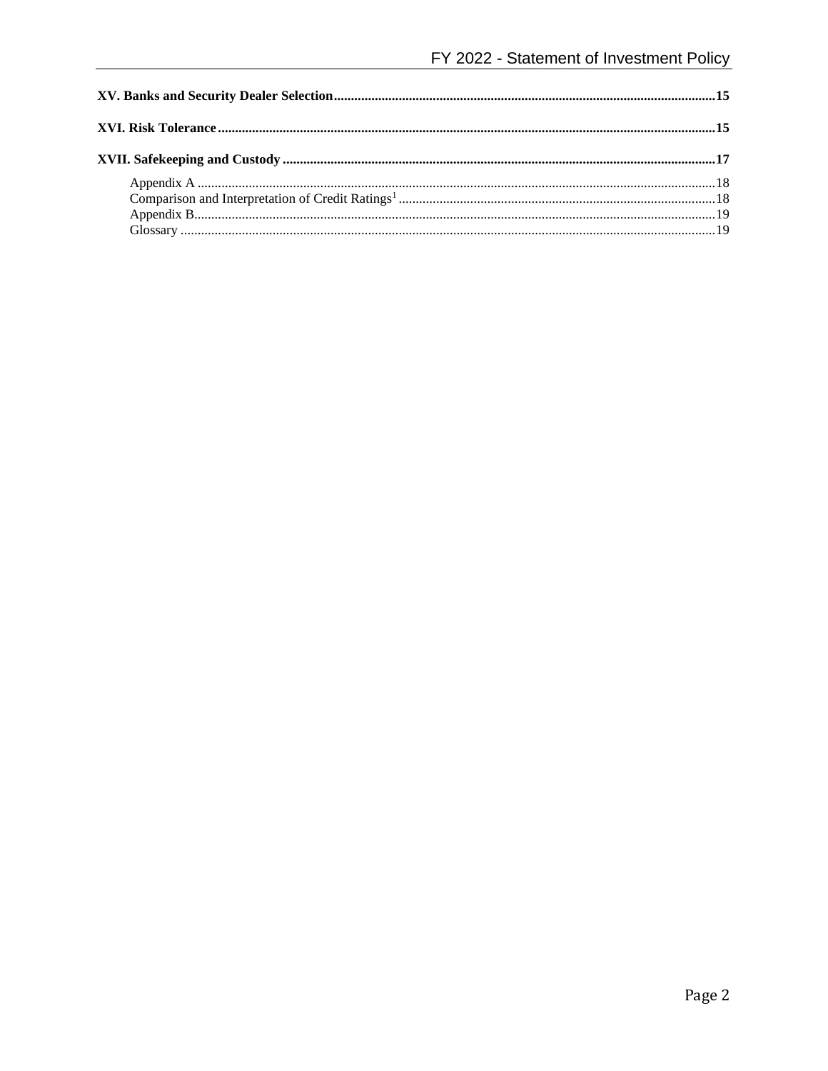**XV. Banks and Security Dealer Selection** .......... **15**

**XVI. Risk Tolerance** .......... **15**

**XVII. Safekeeping and Custody** .......... **17**

Appendix A .......... 18
Comparison and Interpretation of Credit Ratings[1] .......... 18
Appendix B .......... 19
Glossary .......... 19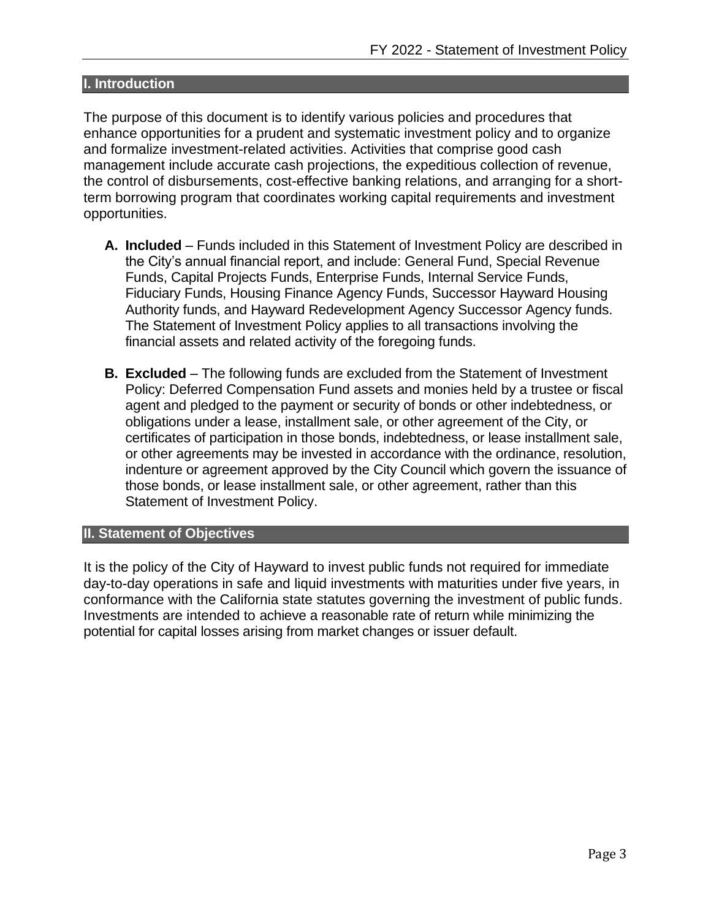## I. Introduction

The purpose of this document is to identify various policies and procedures that enhance opportunities for a prudent and systematic investment policy and to organize and formalize investment-related activities. Activities that comprise good cash management include accurate cash projections, the expeditious collection of revenue, the control of disbursements, cost-effective banking relations, and arranging for a short-term borrowing program that coordinates working capital requirements and investment opportunities.

A. **Included** – Funds included in this Statement of Investment Policy are described in the City's annual financial report, and include: General Fund, Special Revenue Funds, Capital Projects Funds, Enterprise Funds, Internal Service Funds, Fiduciary Funds, Housing Finance Agency Funds, Successor Hayward Housing Authority funds, and Hayward Redevelopment Agency Successor Agency funds. The Statement of Investment Policy applies to all transactions involving the financial assets and related activity of the foregoing funds.

B. **Excluded** – The following funds are excluded from the Statement of Investment Policy: Deferred Compensation Fund assets and monies held by a trustee or fiscal agent and pledged to the payment or security of bonds or other indebtedness, or obligations under a lease, installment sale, or other agreement of the City, or certificates of participation in those bonds, indebtedness, or lease installment sale, or other agreements may be invested in accordance with the ordinance, resolution, indenture or agreement approved by the City Council which govern the issuance of those bonds, or lease installment sale, or other agreement, rather than this Statement of Investment Policy.

## II. Statement of Objectives

It is the policy of the City of Hayward to invest public funds not required for immediate day-to-day operations in safe and liquid investments with maturities under five years, in conformance with the California state statutes governing the investment of public funds. Investments are intended to achieve a reasonable rate of return while minimizing the potential for capital losses arising from market changes or issuer default.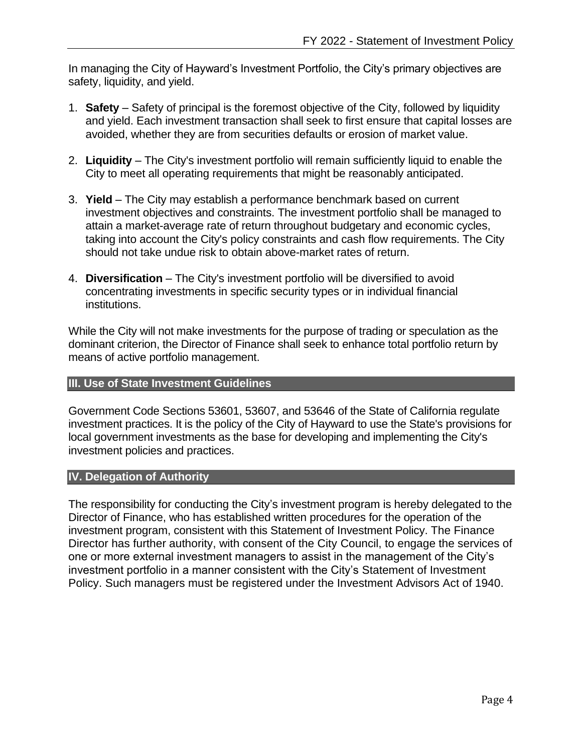In managing the City of Hayward's Investment Portfolio, the City's primary objectives are safety, liquidity, and yield.

1. **Safety** – Safety of principal is the foremost objective of the City, followed by liquidity and yield. Each investment transaction shall seek to first ensure that capital losses are avoided, whether they are from securities defaults or erosion of market value.

2. **Liquidity** – The City's investment portfolio will remain sufficiently liquid to enable the City to meet all operating requirements that might be reasonably anticipated.

3. **Yield** – The City may establish a performance benchmark based on current investment objectives and constraints. The investment portfolio shall be managed to attain a market-average rate of return throughout budgetary and economic cycles, taking into account the City's policy constraints and cash flow requirements. The City should not take undue risk to obtain above-market rates of return.

4. **Diversification** – The City's investment portfolio will be diversified to avoid concentrating investments in specific security types or in individual financial institutions.

While the City will not make investments for the purpose of trading or speculation as the dominant criterion, the Director of Finance shall seek to enhance total portfolio return by means of active portfolio management.

## III. Use of State Investment Guidelines

Government Code Sections 53601, 53607, and 53646 of the State of California regulate investment practices. It is the policy of the City of Hayward to use the State's provisions for local government investments as the base for developing and implementing the City's investment policies and practices.

## IV. Delegation of Authority

The responsibility for conducting the City's investment program is hereby delegated to the Director of Finance, who has established written procedures for the operation of the investment program, consistent with this Statement of Investment Policy. The Finance Director has further authority, with consent of the City Council, to engage the services of one or more external investment managers to assist in the management of the City's investment portfolio in a manner consistent with the City's Statement of Investment Policy. Such managers must be registered under the Investment Advisors Act of 1940.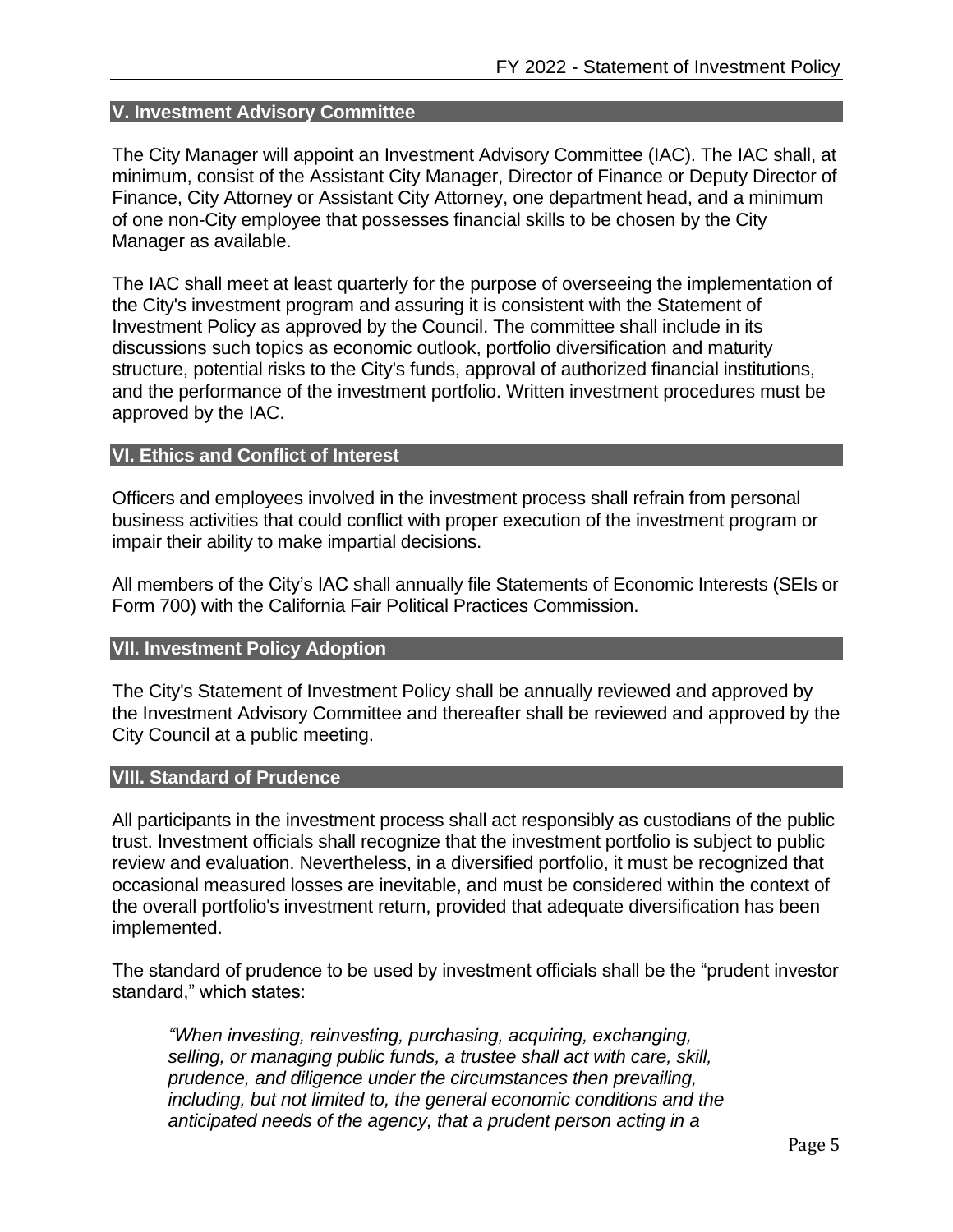## V. Investment Advisory Committee

The City Manager will appoint an Investment Advisory Committee (IAC). The IAC shall, at minimum, consist of the Assistant City Manager, Director of Finance or Deputy Director of Finance, City Attorney or Assistant City Attorney, one department head, and a minimum of one non-City employee that possesses financial skills to be chosen by the City Manager as available.

The IAC shall meet at least quarterly for the purpose of overseeing the implementation of the City's investment program and assuring it is consistent with the Statement of Investment Policy as approved by the Council. The committee shall include in its discussions such topics as economic outlook, portfolio diversification and maturity structure, potential risks to the City's funds, approval of authorized financial institutions, and the performance of the investment portfolio. Written investment procedures must be approved by the IAC.

## VI. Ethics and Conflict of Interest

Officers and employees involved in the investment process shall refrain from personal business activities that could conflict with proper execution of the investment program or impair their ability to make impartial decisions.

All members of the City's IAC shall annually file Statements of Economic Interests (SEIs or Form 700) with the California Fair Political Practices Commission.

## VII. Investment Policy Adoption

The City's Statement of Investment Policy shall be annually reviewed and approved by the Investment Advisory Committee and thereafter shall be reviewed and approved by the City Council at a public meeting.

## VIII. Standard of Prudence

All participants in the investment process shall act responsibly as custodians of the public trust. Investment officials shall recognize that the investment portfolio is subject to public review and evaluation. Nevertheless, in a diversified portfolio, it must be recognized that occasional measured losses are inevitable, and must be considered within the context of the overall portfolio's investment return, provided that adequate diversification has been implemented.

The standard of prudence to be used by investment officials shall be the "prudent investor standard," which states:

> *"When investing, reinvesting, purchasing, acquiring, exchanging, selling, or managing public funds, a trustee shall act with care, skill, prudence, and diligence under the circumstances then prevailing, including, but not limited to, the general economic conditions and the anticipated needs of the agency, that a prudent person acting in a*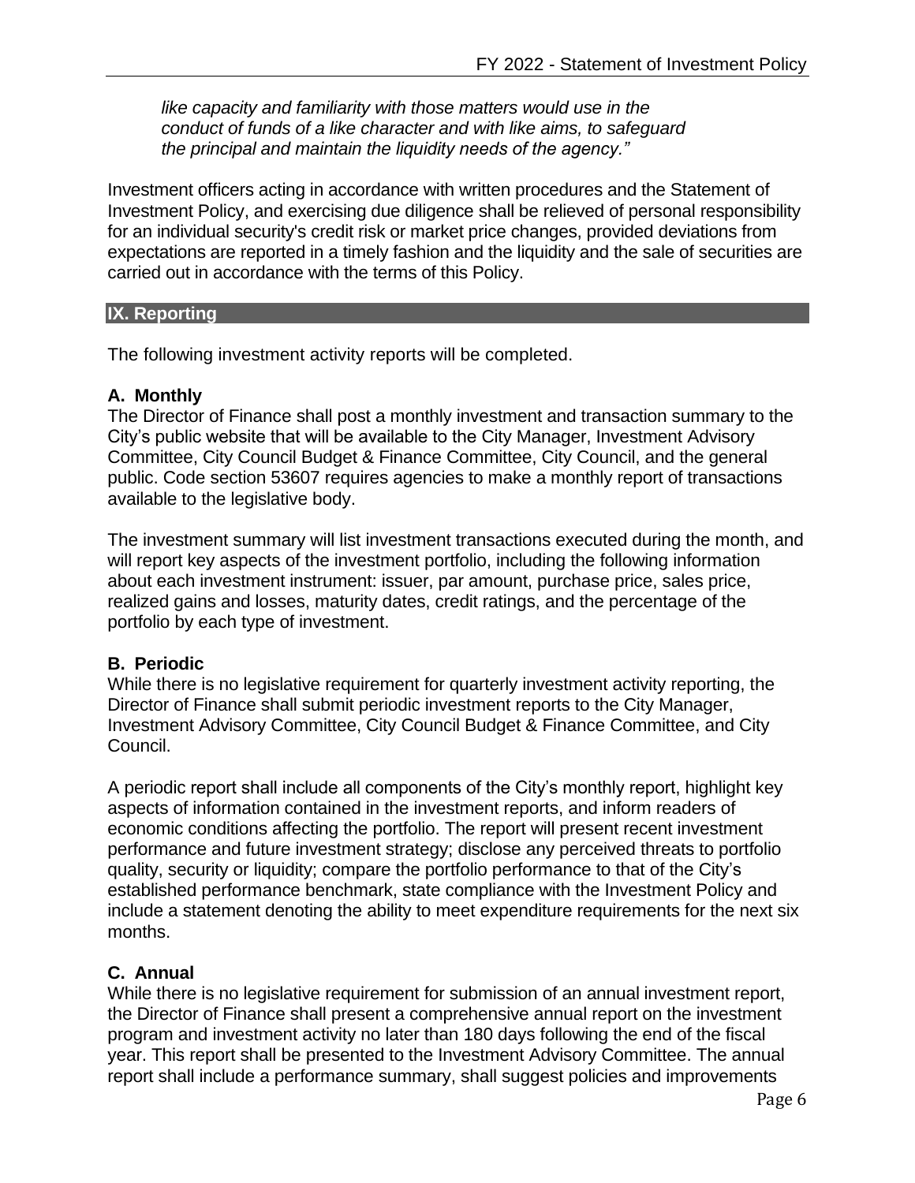*like capacity and familiarity with those matters would use in the conduct of funds of a like character and with like aims, to safeguard the principal and maintain the liquidity needs of the agency."*

Investment officers acting in accordance with written procedures and the Statement of Investment Policy, and exercising due diligence shall be relieved of personal responsibility for an individual security's credit risk or market price changes, provided deviations from expectations are reported in a timely fashion and the liquidity and the sale of securities are carried out in accordance with the terms of this Policy.

## IX. Reporting

The following investment activity reports will be completed.

### A. Monthly

The Director of Finance shall post a monthly investment and transaction summary to the City's public website that will be available to the City Manager, Investment Advisory Committee, City Council Budget & Finance Committee, City Council, and the general public. Code section 53607 requires agencies to make a monthly report of transactions available to the legislative body.

The investment summary will list investment transactions executed during the month, and will report key aspects of the investment portfolio, including the following information about each investment instrument: issuer, par amount, purchase price, sales price, realized gains and losses, maturity dates, credit ratings, and the percentage of the portfolio by each type of investment.

### B. Periodic

While there is no legislative requirement for quarterly investment activity reporting, the Director of Finance shall submit periodic investment reports to the City Manager, Investment Advisory Committee, City Council Budget & Finance Committee, and City Council.

A periodic report shall include all components of the City's monthly report, highlight key aspects of information contained in the investment reports, and inform readers of economic conditions affecting the portfolio. The report will present recent investment performance and future investment strategy; disclose any perceived threats to portfolio quality, security or liquidity; compare the portfolio performance to that of the City's established performance benchmark, state compliance with the Investment Policy and include a statement denoting the ability to meet expenditure requirements for the next six months.

### C. Annual

While there is no legislative requirement for submission of an annual investment report, the Director of Finance shall present a comprehensive annual report on the investment program and investment activity no later than 180 days following the end of the fiscal year. This report shall be presented to the Investment Advisory Committee. The annual report shall include a performance summary, shall suggest policies and improvements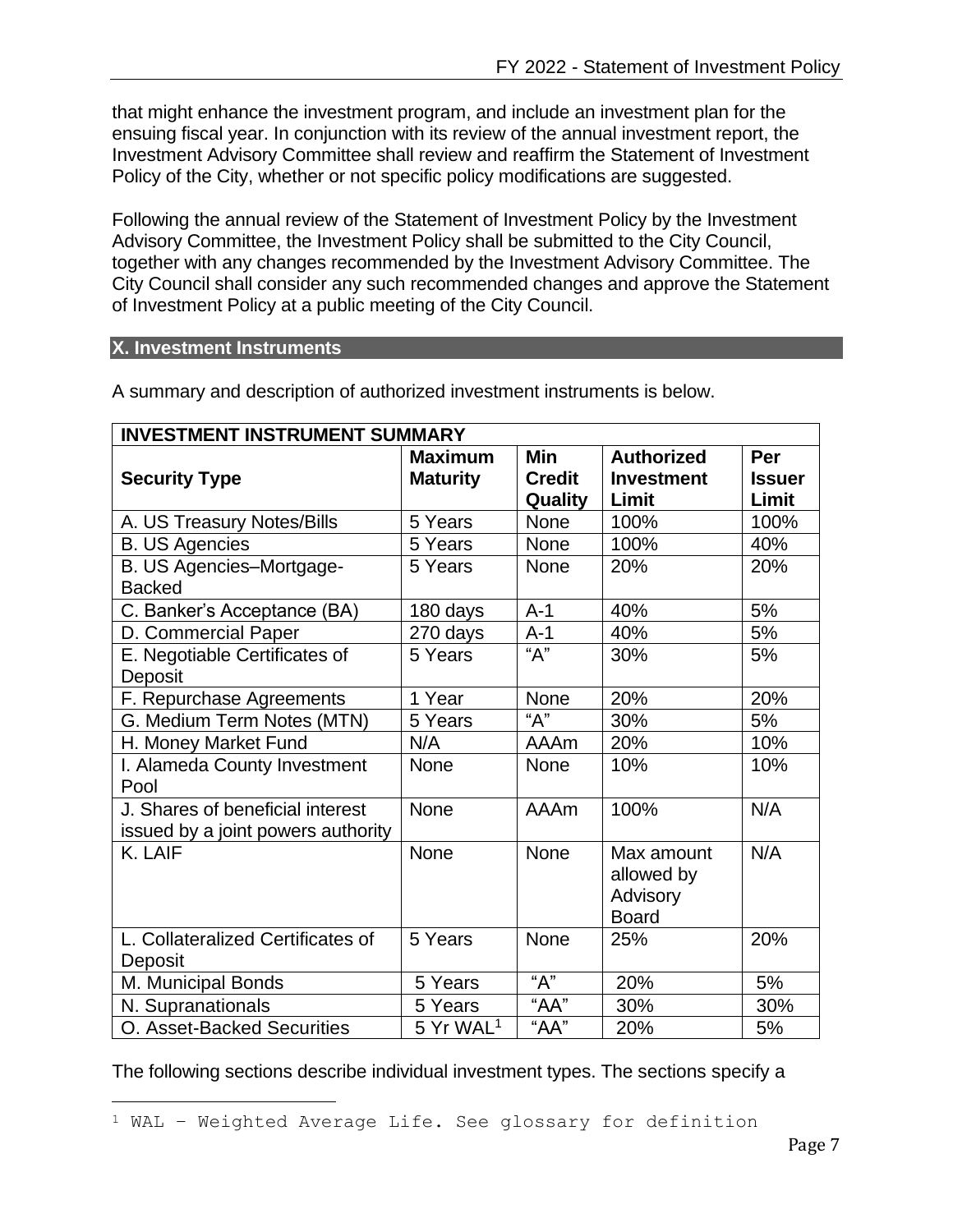that might enhance the investment program, and include an investment plan for the ensuing fiscal year. In conjunction with its review of the annual investment report, the Investment Advisory Committee shall review and reaffirm the Statement of Investment Policy of the City, whether or not specific policy modifications are suggested.

Following the annual review of the Statement of Investment Policy by the Investment Advisory Committee, the Investment Policy shall be submitted to the City Council, together with any changes recommended by the Investment Advisory Committee. The City Council shall consider any such recommended changes and approve the Statement of Investment Policy at a public meeting of the City Council.

## X. Investment Instruments

A summary and description of authorized investment instruments is below.

| INVESTMENT INSTRUMENT SUMMARY | | | | |
|---|---|---|---|---|
| **Security Type** | **Maximum Maturity** | **Min Credit Quality** | **Authorized Investment Limit** | **Per Issuer Limit** |
| A. US Treasury Notes/Bills | 5 Years | None | 100% | 100% |
| B. US Agencies | 5 Years | None | 100% | 40% |
| B. US Agencies–Mortgage-Backed | 5 Years | None | 20% | 20% |
| C. Banker's Acceptance (BA) | 180 days | A-1 | 40% | 5% |
| D. Commercial Paper | 270 days | A-1 | 40% | 5% |
| E. Negotiable Certificates of Deposit | 5 Years | "A" | 30% | 5% |
| F. Repurchase Agreements | 1 Year | None | 20% | 20% |
| G. Medium Term Notes (MTN) | 5 Years | "A" | 30% | 5% |
| H. Money Market Fund | N/A | AAAm | 20% | 10% |
| I. Alameda County Investment Pool | None | None | 10% | 10% |
| J. Shares of beneficial interest issued by a joint powers authority | None | AAAm | 100% | N/A |
| K. LAIF | None | None | Max amount allowed by Advisory Board | N/A |
| L. Collateralized Certificates of Deposit | 5 Years | None | 25% | 20% |
| M. Municipal Bonds | 5 Years | "A" | 20% | 5% |
| N. Supranationals | 5 Years | "AA" | 30% | 30% |
| O. Asset-Backed Securities | 5 Yr WAL[1] | "AA" | 20% | 5% |

The following sections describe individual investment types. The sections specify a

[1] WAL – Weighted Average Life. See glossary for definition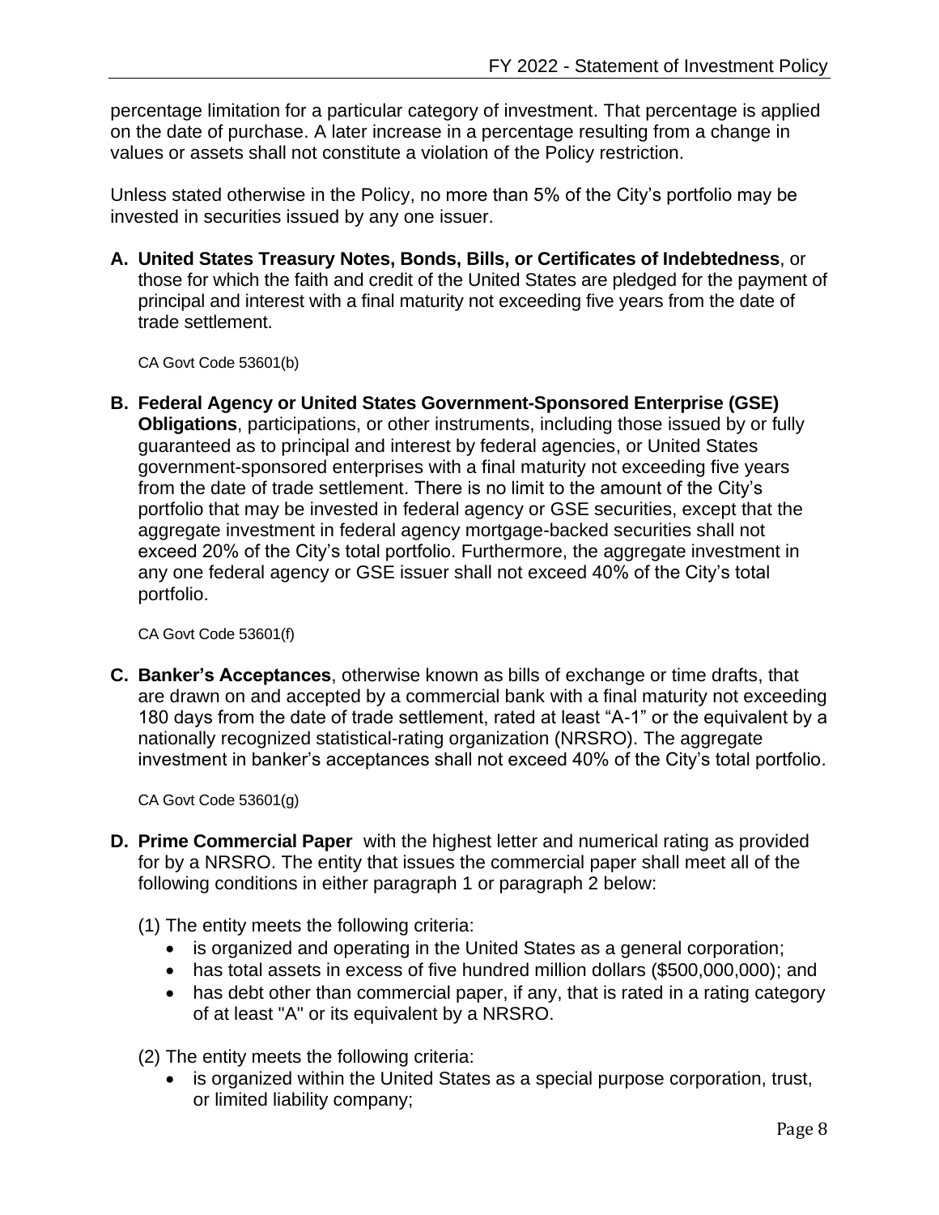percentage limitation for a particular category of investment. That percentage is applied on the date of purchase. A later increase in a percentage resulting from a change in values or assets shall not constitute a violation of the Policy restriction.

Unless stated otherwise in the Policy, no more than 5% of the City's portfolio may be invested in securities issued by any one issuer.

**A. United States Treasury Notes, Bonds, Bills, or Certificates of Indebtedness**, or those for which the faith and credit of the United States are pledged for the payment of principal and interest with a final maturity not exceeding five years from the date of trade settlement.

CA Govt Code 53601(b)

**B. Federal Agency or United States Government-Sponsored Enterprise (GSE) Obligations**, participations, or other instruments, including those issued by or fully guaranteed as to principal and interest by federal agencies, or United States government-sponsored enterprises with a final maturity not exceeding five years from the date of trade settlement. There is no limit to the amount of the City's portfolio that may be invested in federal agency or GSE securities, except that the aggregate investment in federal agency mortgage-backed securities shall not exceed 20% of the City's total portfolio. Furthermore, the aggregate investment in any one federal agency or GSE issuer shall not exceed 40% of the City's total portfolio.

CA Govt Code 53601(f)

**C. Banker's Acceptances**, otherwise known as bills of exchange or time drafts, that are drawn on and accepted by a commercial bank with a final maturity not exceeding 180 days from the date of trade settlement, rated at least "A-1" or the equivalent by a nationally recognized statistical-rating organization (NRSRO). The aggregate investment in banker's acceptances shall not exceed 40% of the City's total portfolio.

CA Govt Code 53601(g)

**D. Prime Commercial Paper** with the highest letter and numerical rating as provided for by a NRSRO. The entity that issues the commercial paper shall meet all of the following conditions in either paragraph 1 or paragraph 2 below:

(1) The entity meets the following criteria:

- is organized and operating in the United States as a general corporation;
- has total assets in excess of five hundred million dollars ($500,000,000); and
- has debt other than commercial paper, if any, that is rated in a rating category of at least "A" or its equivalent by a NRSRO.

(2) The entity meets the following criteria:

- is organized within the United States as a special purpose corporation, trust, or limited liability company;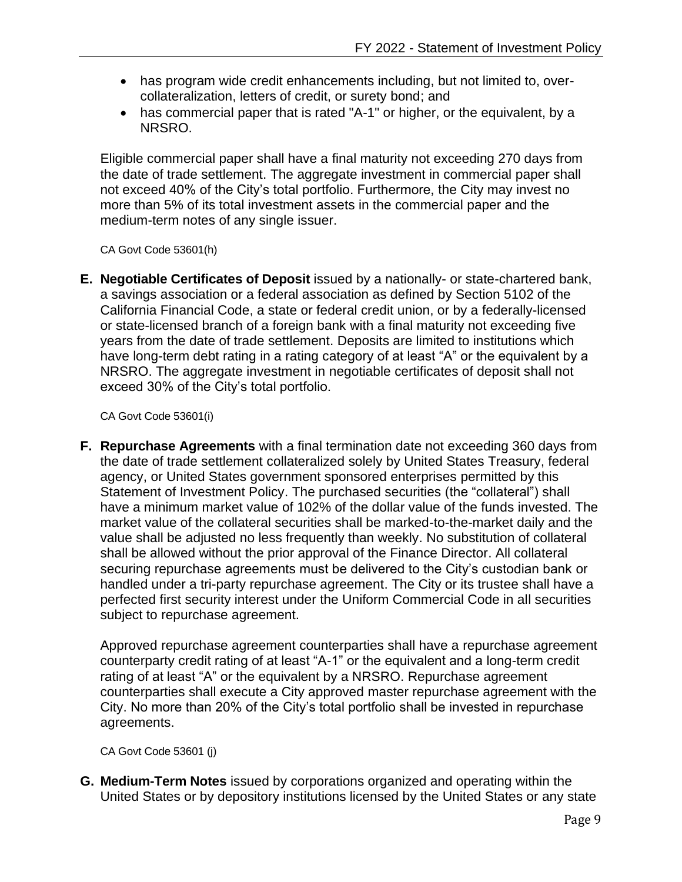- has program wide credit enhancements including, but not limited to, over-collateralization, letters of credit, or surety bond; and
- has commercial paper that is rated "A-1" or higher, or the equivalent, by a NRSRO.

Eligible commercial paper shall have a final maturity not exceeding 270 days from the date of trade settlement. The aggregate investment in commercial paper shall not exceed 40% of the City's total portfolio. Furthermore, the City may invest no more than 5% of its total investment assets in the commercial paper and the medium-term notes of any single issuer.

CA Govt Code 53601(h)

**E. Negotiable Certificates of Deposit** issued by a nationally- or state-chartered bank, a savings association or a federal association as defined by Section 5102 of the California Financial Code, a state or federal credit union, or by a federally-licensed or state-licensed branch of a foreign bank with a final maturity not exceeding five years from the date of trade settlement. Deposits are limited to institutions which have long-term debt rating in a rating category of at least "A" or the equivalent by a NRSRO. The aggregate investment in negotiable certificates of deposit shall not exceed 30% of the City's total portfolio.

CA Govt Code 53601(i)

**F. Repurchase Agreements** with a final termination date not exceeding 360 days from the date of trade settlement collateralized solely by United States Treasury, federal agency, or United States government sponsored enterprises permitted by this Statement of Investment Policy. The purchased securities (the "collateral") shall have a minimum market value of 102% of the dollar value of the funds invested. The market value of the collateral securities shall be marked-to-the-market daily and the value shall be adjusted no less frequently than weekly. No substitution of collateral shall be allowed without the prior approval of the Finance Director. All collateral securing repurchase agreements must be delivered to the City's custodian bank or handled under a tri-party repurchase agreement. The City or its trustee shall have a perfected first security interest under the Uniform Commercial Code in all securities subject to repurchase agreement.

Approved repurchase agreement counterparties shall have a repurchase agreement counterparty credit rating of at least "A-1" or the equivalent and a long-term credit rating of at least "A" or the equivalent by a NRSRO. Repurchase agreement counterparties shall execute a City approved master repurchase agreement with the City. No more than 20% of the City's total portfolio shall be invested in repurchase agreements.

CA Govt Code 53601 (j)

**G. Medium-Term Notes** issued by corporations organized and operating within the United States or by depository institutions licensed by the United States or any state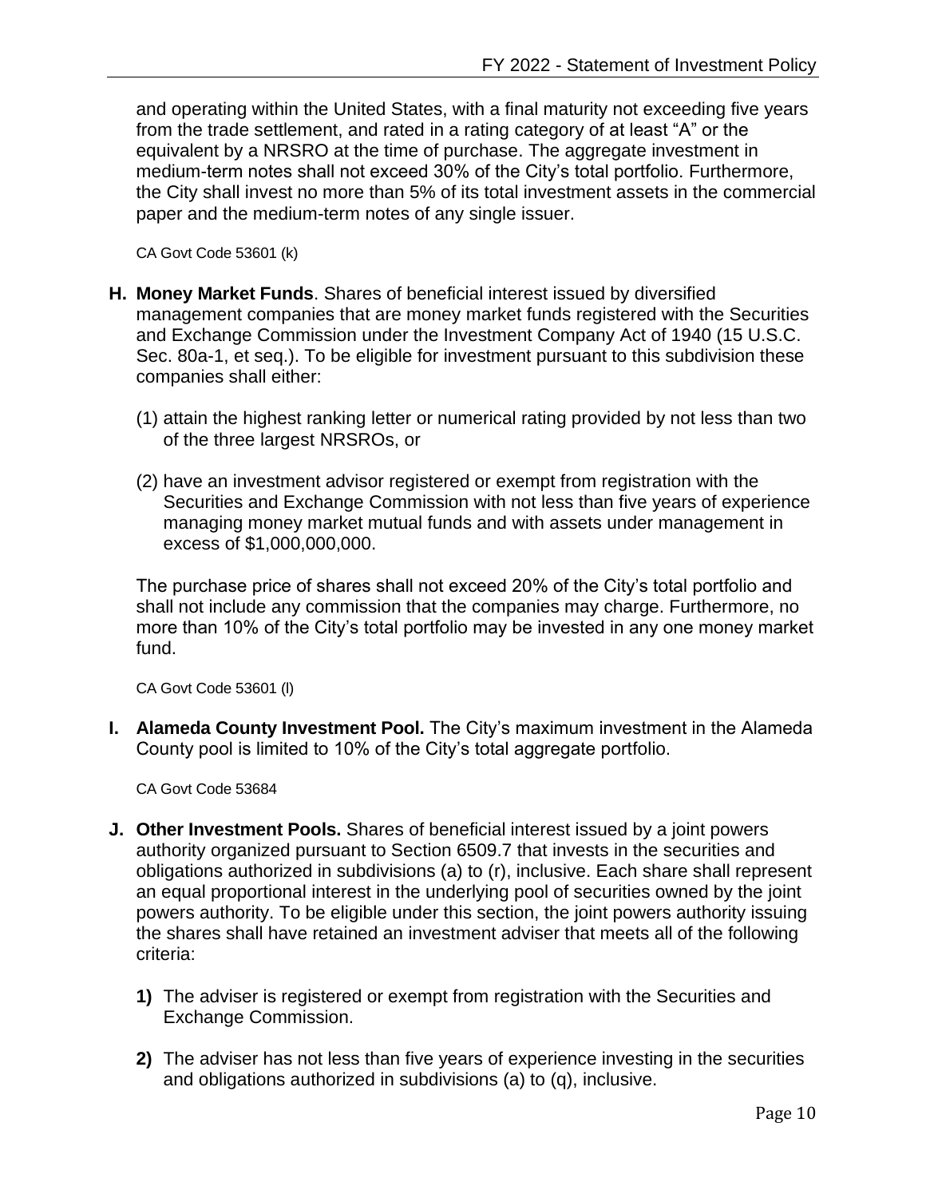and operating within the United States, with a final maturity not exceeding five years from the trade settlement, and rated in a rating category of at least "A" or the equivalent by a NRSRO at the time of purchase. The aggregate investment in medium-term notes shall not exceed 30% of the City's total portfolio. Furthermore, the City shall invest no more than 5% of its total investment assets in the commercial paper and the medium-term notes of any single issuer.

CA Govt Code 53601 (k)

**H. Money Market Funds**. Shares of beneficial interest issued by diversified management companies that are money market funds registered with the Securities and Exchange Commission under the Investment Company Act of 1940 (15 U.S.C. Sec. 80a-1, et seq.). To be eligible for investment pursuant to this subdivision these companies shall either:

(1) attain the highest ranking letter or numerical rating provided by not less than two of the three largest NRSROs, or

(2) have an investment advisor registered or exempt from registration with the Securities and Exchange Commission with not less than five years of experience managing money market mutual funds and with assets under management in excess of $1,000,000,000.

The purchase price of shares shall not exceed 20% of the City's total portfolio and shall not include any commission that the companies may charge. Furthermore, no more than 10% of the City's total portfolio may be invested in any one money market fund.

CA Govt Code 53601 (l)

**I. Alameda County Investment Pool.** The City's maximum investment in the Alameda County pool is limited to 10% of the City's total aggregate portfolio.

CA Govt Code 53684

**J. Other Investment Pools.** Shares of beneficial interest issued by a joint powers authority organized pursuant to Section 6509.7 that invests in the securities and obligations authorized in subdivisions (a) to (r), inclusive. Each share shall represent an equal proportional interest in the underlying pool of securities owned by the joint powers authority. To be eligible under this section, the joint powers authority issuing the shares shall have retained an investment adviser that meets all of the following criteria:

**1)** The adviser is registered or exempt from registration with the Securities and Exchange Commission.

**2)** The adviser has not less than five years of experience investing in the securities and obligations authorized in subdivisions (a) to (q), inclusive.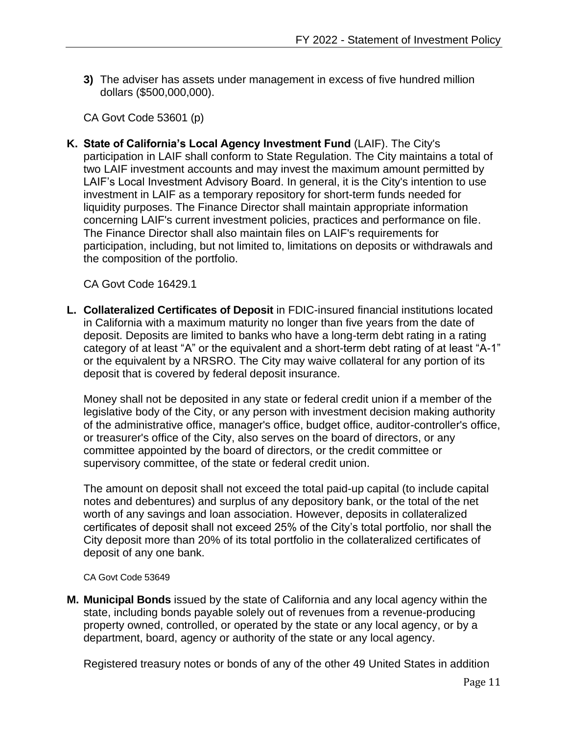**3)** The adviser has assets under management in excess of five hundred million dollars ($500,000,000).

CA Govt Code 53601 (p)

**K. State of California's Local Agency Investment Fund** (LAIF). The City's participation in LAIF shall conform to State Regulation. The City maintains a total of two LAIF investment accounts and may invest the maximum amount permitted by LAIF's Local Investment Advisory Board. In general, it is the City's intention to use investment in LAIF as a temporary repository for short-term funds needed for liquidity purposes. The Finance Director shall maintain appropriate information concerning LAIF's current investment policies, practices and performance on file. The Finance Director shall also maintain files on LAIF's requirements for participation, including, but not limited to, limitations on deposits or withdrawals and the composition of the portfolio.

CA Govt Code 16429.1

**L. Collateralized Certificates of Deposit** in FDIC-insured financial institutions located in California with a maximum maturity no longer than five years from the date of deposit. Deposits are limited to banks who have a long-term debt rating in a rating category of at least "A" or the equivalent and a short-term debt rating of at least "A-1" or the equivalent by a NRSRO. The City may waive collateral for any portion of its deposit that is covered by federal deposit insurance.

Money shall not be deposited in any state or federal credit union if a member of the legislative body of the City, or any person with investment decision making authority of the administrative office, manager's office, budget office, auditor-controller's office, or treasurer's office of the City, also serves on the board of directors, or any committee appointed by the board of directors, or the credit committee or supervisory committee, of the state or federal credit union.

The amount on deposit shall not exceed the total paid-up capital (to include capital notes and debentures) and surplus of any depository bank, or the total of the net worth of any savings and loan association. However, deposits in collateralized certificates of deposit shall not exceed 25% of the City's total portfolio, nor shall the City deposit more than 20% of its total portfolio in the collateralized certificates of deposit of any one bank.

CA Govt Code 53649

**M. Municipal Bonds** issued by the state of California and any local agency within the state, including bonds payable solely out of revenues from a revenue-producing property owned, controlled, or operated by the state or any local agency, or by a department, board, agency or authority of the state or any local agency.

Registered treasury notes or bonds of any of the other 49 United States in addition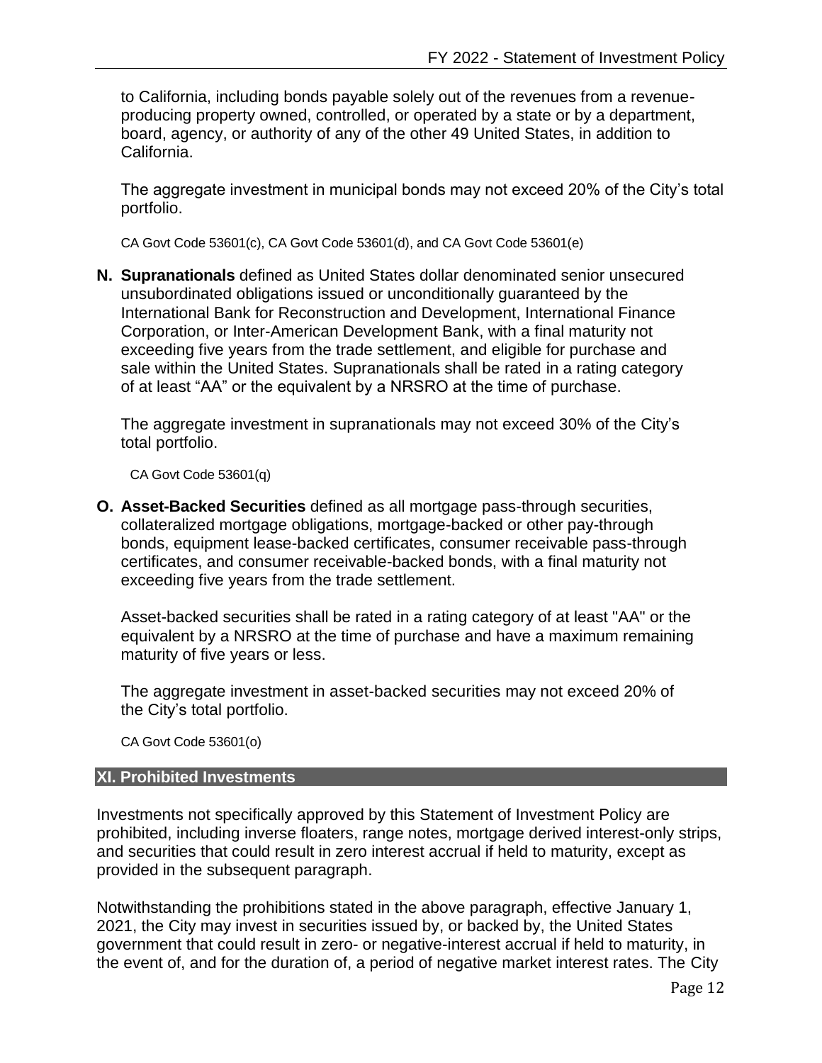to California, including bonds payable solely out of the revenues from a revenue-producing property owned, controlled, or operated by a state or by a department, board, agency, or authority of any of the other 49 United States, in addition to California.

The aggregate investment in municipal bonds may not exceed 20% of the City's total portfolio.

CA Govt Code 53601(c), CA Govt Code 53601(d), and CA Govt Code 53601(e)

**N. Supranationals** defined as United States dollar denominated senior unsecured unsubordinated obligations issued or unconditionally guaranteed by the International Bank for Reconstruction and Development, International Finance Corporation, or Inter-American Development Bank, with a final maturity not exceeding five years from the trade settlement, and eligible for purchase and sale within the United States. Supranationals shall be rated in a rating category of at least "AA" or the equivalent by a NRSRO at the time of purchase.

The aggregate investment in supranationals may not exceed 30% of the City's total portfolio.

CA Govt Code 53601(q)

**O. Asset-Backed Securities** defined as all mortgage pass-through securities, collateralized mortgage obligations, mortgage-backed or other pay-through bonds, equipment lease-backed certificates, consumer receivable pass-through certificates, and consumer receivable-backed bonds, with a final maturity not exceeding five years from the trade settlement.

Asset-backed securities shall be rated in a rating category of at least "AA" or the equivalent by a NRSRO at the time of purchase and have a maximum remaining maturity of five years or less.

The aggregate investment in asset-backed securities may not exceed 20% of the City's total portfolio.

CA Govt Code 53601(o)

## XI. Prohibited Investments

Investments not specifically approved by this Statement of Investment Policy are prohibited, including inverse floaters, range notes, mortgage derived interest-only strips, and securities that could result in zero interest accrual if held to maturity, except as provided in the subsequent paragraph.

Notwithstanding the prohibitions stated in the above paragraph, effective January 1, 2021, the City may invest in securities issued by, or backed by, the United States government that could result in zero- or negative-interest accrual if held to maturity, in the event of, and for the duration of, a period of negative market interest rates. The City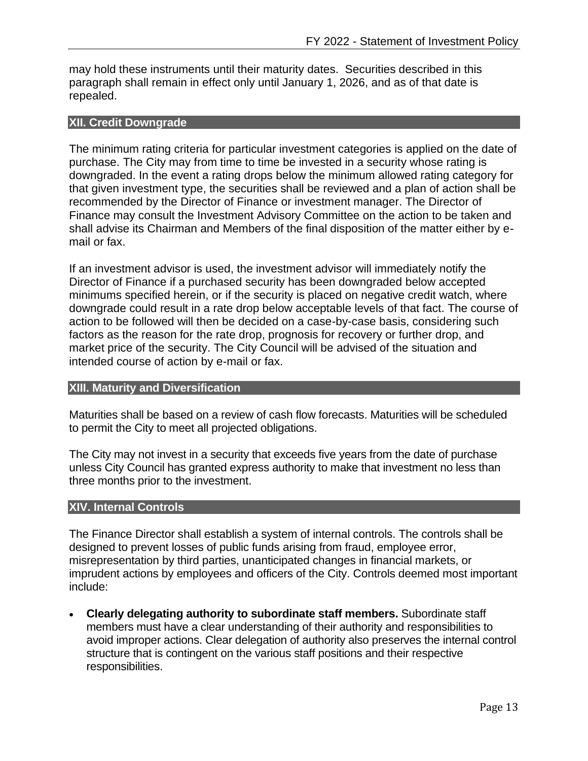may hold these instruments until their maturity dates. Securities described in this paragraph shall remain in effect only until January 1, 2026, and as of that date is repealed.

## XII. Credit Downgrade

The minimum rating criteria for particular investment categories is applied on the date of purchase. The City may from time to time be invested in a security whose rating is downgraded. In the event a rating drops below the minimum allowed rating category for that given investment type, the securities shall be reviewed and a plan of action shall be recommended by the Director of Finance or investment manager. The Director of Finance may consult the Investment Advisory Committee on the action to be taken and shall advise its Chairman and Members of the final disposition of the matter either by e-mail or fax.

If an investment advisor is used, the investment advisor will immediately notify the Director of Finance if a purchased security has been downgraded below accepted minimums specified herein, or if the security is placed on negative credit watch, where downgrade could result in a rate drop below acceptable levels of that fact. The course of action to be followed will then be decided on a case-by-case basis, considering such factors as the reason for the rate drop, prognosis for recovery or further drop, and market price of the security. The City Council will be advised of the situation and intended course of action by e-mail or fax.

## XIII. Maturity and Diversification

Maturities shall be based on a review of cash flow forecasts. Maturities will be scheduled to permit the City to meet all projected obligations.

The City may not invest in a security that exceeds five years from the date of purchase unless City Council has granted express authority to make that investment no less than three months prior to the investment.

## XIV. Internal Controls

The Finance Director shall establish a system of internal controls. The controls shall be designed to prevent losses of public funds arising from fraud, employee error, misrepresentation by third parties, unanticipated changes in financial markets, or imprudent actions by employees and officers of the City. Controls deemed most important include:

- **Clearly delegating authority to subordinate staff members.** Subordinate staff members must have a clear understanding of their authority and responsibilities to avoid improper actions. Clear delegation of authority also preserves the internal control structure that is contingent on the various staff positions and their respective responsibilities.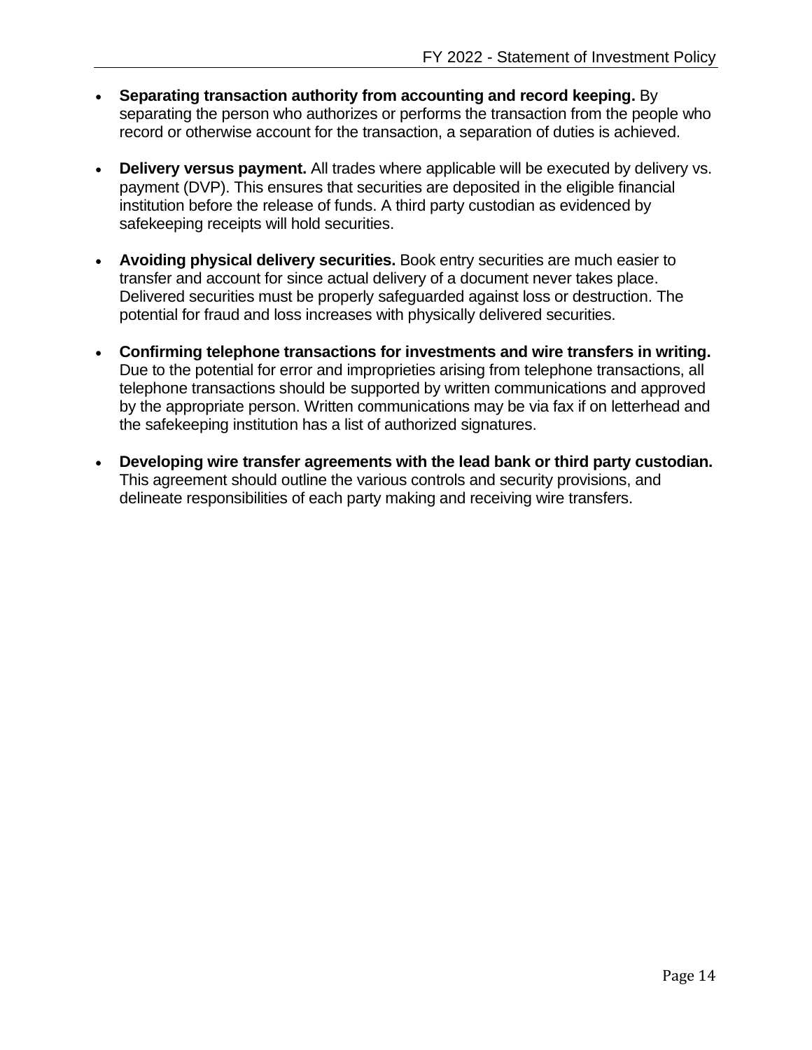- **Separating transaction authority from accounting and record keeping.** By separating the person who authorizes or performs the transaction from the people who record or otherwise account for the transaction, a separation of duties is achieved.

- **Delivery versus payment.** All trades where applicable will be executed by delivery vs. payment (DVP). This ensures that securities are deposited in the eligible financial institution before the release of funds. A third party custodian as evidenced by safekeeping receipts will hold securities.

- **Avoiding physical delivery securities.** Book entry securities are much easier to transfer and account for since actual delivery of a document never takes place. Delivered securities must be properly safeguarded against loss or destruction. The potential for fraud and loss increases with physically delivered securities.

- **Confirming telephone transactions for investments and wire transfers in writing.** Due to the potential for error and improprieties arising from telephone transactions, all telephone transactions should be supported by written communications and approved by the appropriate person. Written communications may be via fax if on letterhead and the safekeeping institution has a list of authorized signatures.

- **Developing wire transfer agreements with the lead bank or third party custodian.** This agreement should outline the various controls and security provisions, and delineate responsibilities of each party making and receiving wire transfers.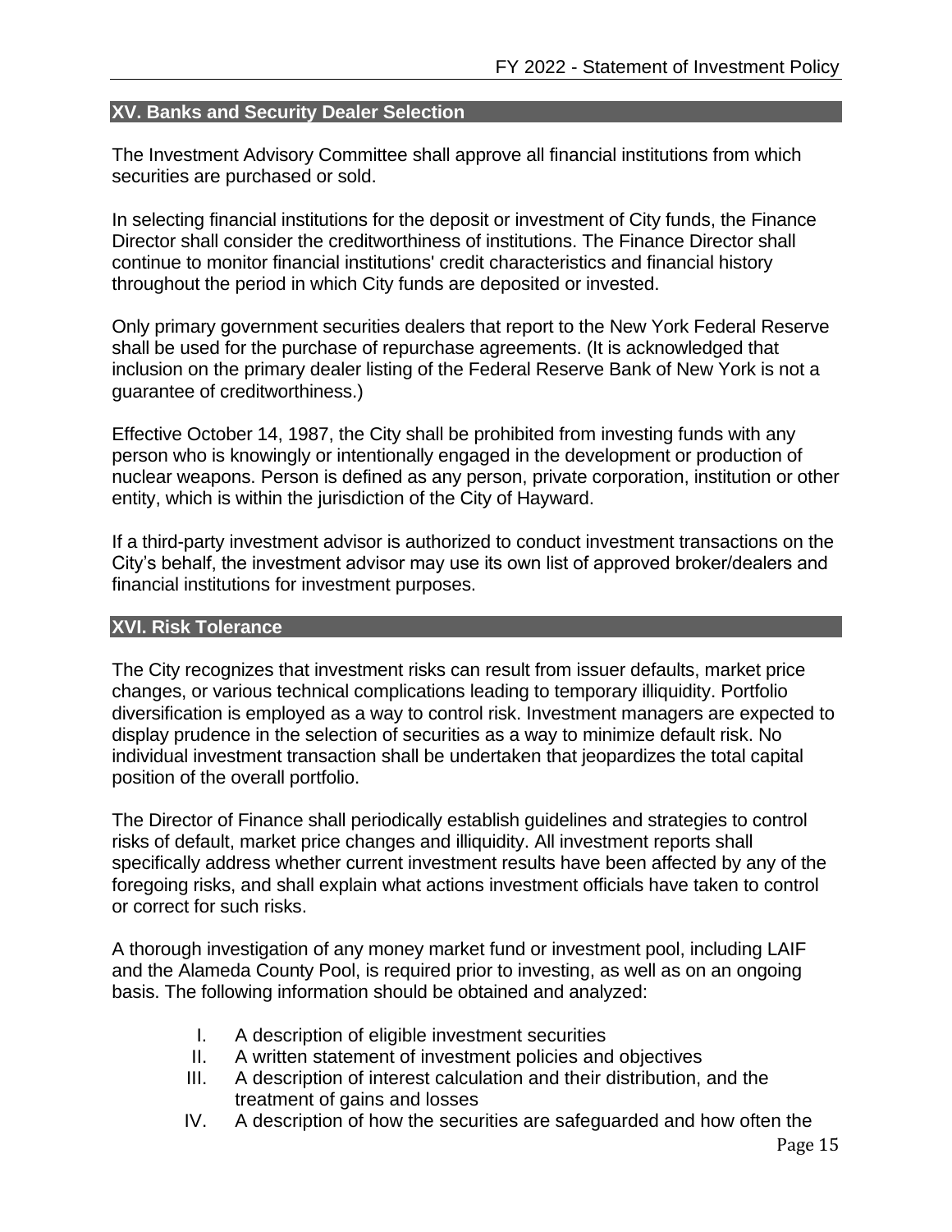## XV. Banks and Security Dealer Selection

The Investment Advisory Committee shall approve all financial institutions from which securities are purchased or sold.

In selecting financial institutions for the deposit or investment of City funds, the Finance Director shall consider the creditworthiness of institutions. The Finance Director shall continue to monitor financial institutions' credit characteristics and financial history throughout the period in which City funds are deposited or invested.

Only primary government securities dealers that report to the New York Federal Reserve shall be used for the purchase of repurchase agreements. (It is acknowledged that inclusion on the primary dealer listing of the Federal Reserve Bank of New York is not a guarantee of creditworthiness.)

Effective October 14, 1987, the City shall be prohibited from investing funds with any person who is knowingly or intentionally engaged in the development or production of nuclear weapons. Person is defined as any person, private corporation, institution or other entity, which is within the jurisdiction of the City of Hayward.

If a third-party investment advisor is authorized to conduct investment transactions on the City's behalf, the investment advisor may use its own list of approved broker/dealers and financial institutions for investment purposes.

## XVI. Risk Tolerance

The City recognizes that investment risks can result from issuer defaults, market price changes, or various technical complications leading to temporary illiquidity. Portfolio diversification is employed as a way to control risk. Investment managers are expected to display prudence in the selection of securities as a way to minimize default risk. No individual investment transaction shall be undertaken that jeopardizes the total capital position of the overall portfolio.

The Director of Finance shall periodically establish guidelines and strategies to control risks of default, market price changes and illiquidity. All investment reports shall specifically address whether current investment results have been affected by any of the foregoing risks, and shall explain what actions investment officials have taken to control or correct for such risks.

A thorough investigation of any money market fund or investment pool, including LAIF and the Alameda County Pool, is required prior to investing, as well as on an ongoing basis. The following information should be obtained and analyzed:

I. A description of eligible investment securities
II. A written statement of investment policies and objectives
III. A description of interest calculation and their distribution, and the treatment of gains and losses
IV. A description of how the securities are safeguarded and how often the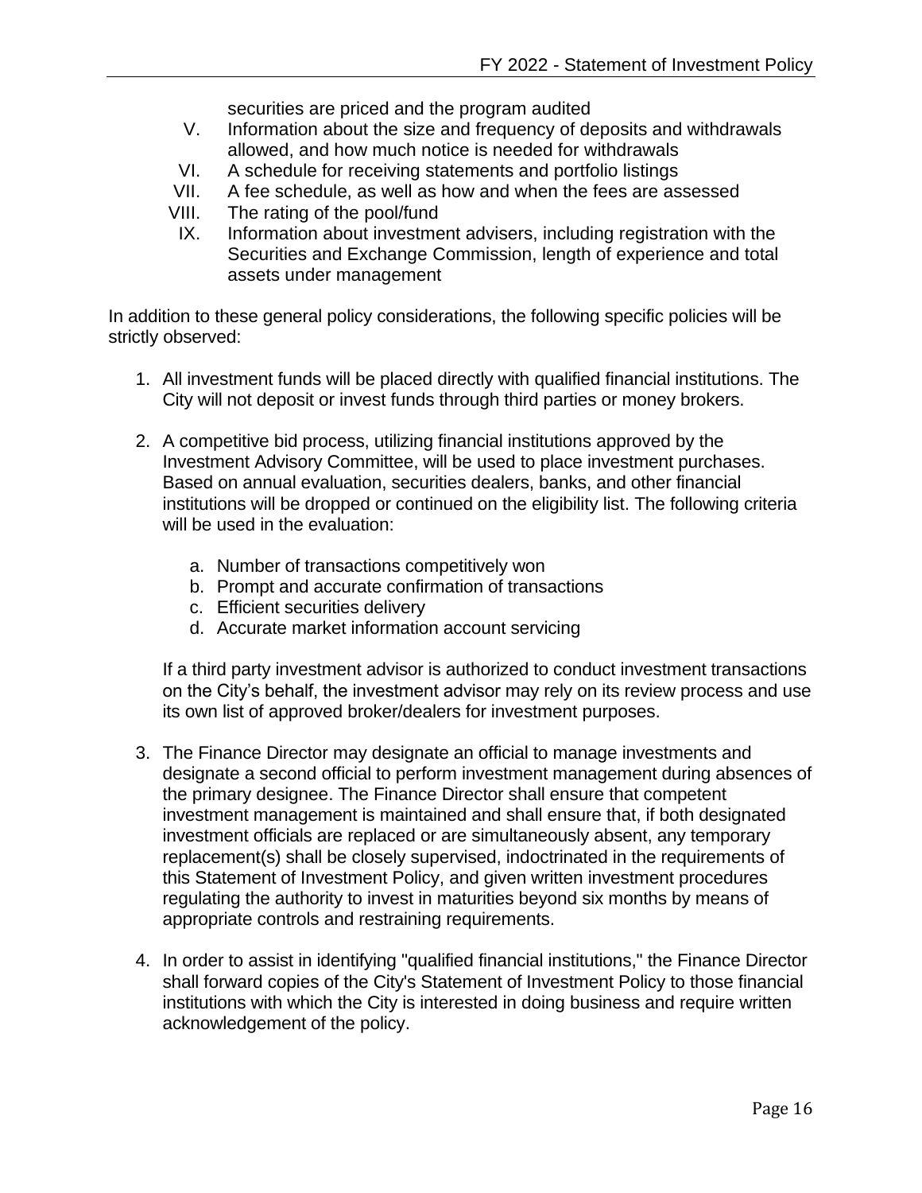securities are priced and the program audited

V. Information about the size and frequency of deposits and withdrawals allowed, and how much notice is needed for withdrawals
VI. A schedule for receiving statements and portfolio listings
VII. A fee schedule, as well as how and when the fees are assessed
VIII. The rating of the pool/fund
IX. Information about investment advisers, including registration with the Securities and Exchange Commission, length of experience and total assets under management

In addition to these general policy considerations, the following specific policies will be strictly observed:

1. All investment funds will be placed directly with qualified financial institutions. The City will not deposit or invest funds through third parties or money brokers.

2. A competitive bid process, utilizing financial institutions approved by the Investment Advisory Committee, will be used to place investment purchases. Based on annual evaluation, securities dealers, banks, and other financial institutions will be dropped or continued on the eligibility list. The following criteria will be used in the evaluation:

   a. Number of transactions competitively won
   b. Prompt and accurate confirmation of transactions
   c. Efficient securities delivery
   d. Accurate market information account servicing

   If a third party investment advisor is authorized to conduct investment transactions on the City's behalf, the investment advisor may rely on its review process and use its own list of approved broker/dealers for investment purposes.

3. The Finance Director may designate an official to manage investments and designate a second official to perform investment management during absences of the primary designee. The Finance Director shall ensure that competent investment management is maintained and shall ensure that, if both designated investment officials are replaced or are simultaneously absent, any temporary replacement(s) shall be closely supervised, indoctrinated in the requirements of this Statement of Investment Policy, and given written investment procedures regulating the authority to invest in maturities beyond six months by means of appropriate controls and restraining requirements.

4. In order to assist in identifying "qualified financial institutions," the Finance Director shall forward copies of the City's Statement of Investment Policy to those financial institutions with which the City is interested in doing business and require written acknowledgement of the policy.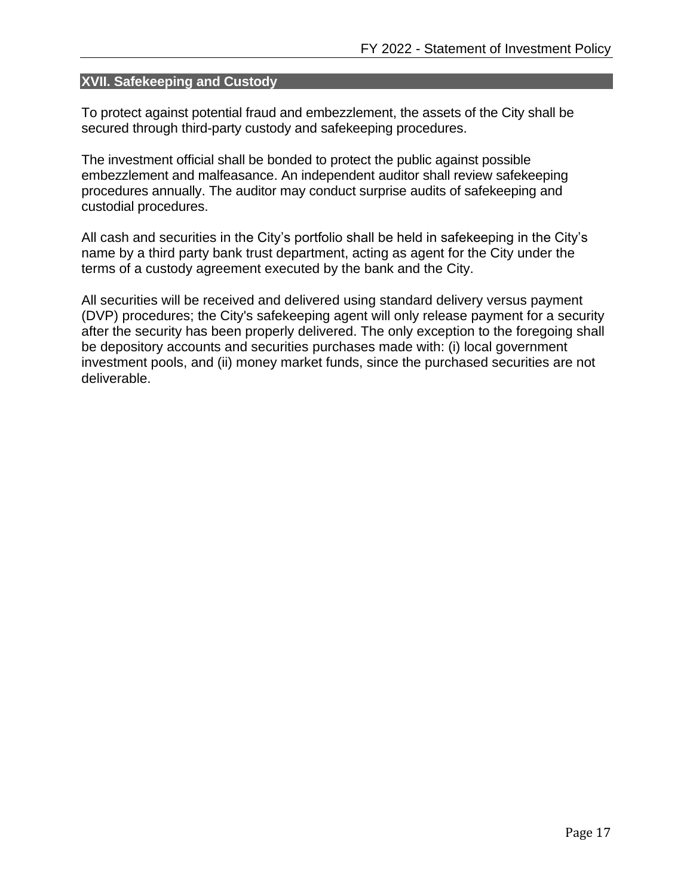## XVII. Safekeeping and Custody

To protect against potential fraud and embezzlement, the assets of the City shall be secured through third-party custody and safekeeping procedures.

The investment official shall be bonded to protect the public against possible embezzlement and malfeasance. An independent auditor shall review safekeeping procedures annually. The auditor may conduct surprise audits of safekeeping and custodial procedures.

All cash and securities in the City's portfolio shall be held in safekeeping in the City's name by a third party bank trust department, acting as agent for the City under the terms of a custody agreement executed by the bank and the City.

All securities will be received and delivered using standard delivery versus payment (DVP) procedures; the City's safekeeping agent will only release payment for a security after the security has been properly delivered. The only exception to the foregoing shall be depository accounts and securities purchases made with: (i) local government investment pools, and (ii) money market funds, since the purchased securities are not deliverable.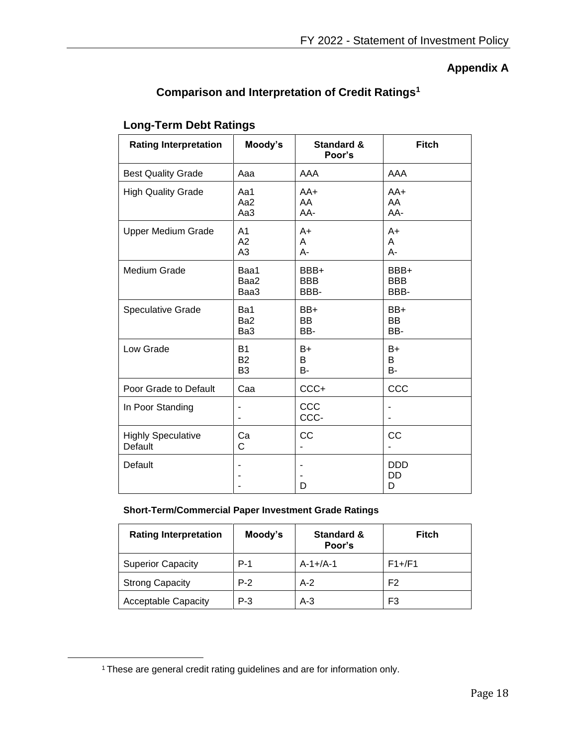## Appendix A

## Comparison and Interpretation of Credit Ratings[1]

### Long-Term Debt Ratings

| Rating Interpretation | Moody's | Standard & Poor's | Fitch |
|---|---|---|---|
| Best Quality Grade | Aaa | AAA | AAA |
| High Quality Grade | Aa1<br>Aa2<br>Aa3 | AA+<br>AA<br>AA- | AA+<br>AA<br>AA- |
| Upper Medium Grade | A1<br>A2<br>A3 | A+<br>A<br>A- | A+<br>A<br>A- |
| Medium Grade | Baa1<br>Baa2<br>Baa3 | BBB+<br>BBB<br>BBB- | BBB+<br>BBB<br>BBB- |
| Speculative Grade | Ba1<br>Ba2<br>Ba3 | BB+<br>BB<br>BB- | BB+<br>BB<br>BB- |
| Low Grade | B1<br>B2<br>B3 | B+<br>B<br>B- | B+<br>B<br>B- |
| Poor Grade to Default | Caa | CCC+ | CCC |
| In Poor Standing | -<br>- | CCC<br>CCC- | -<br>- |
| Highly Speculative Default | Ca<br>C | CC<br>- | CC<br>- |
| Default | -<br>-<br>- | -<br>-<br>D | DDD<br>DD<br>D |

**Short-Term/Commercial Paper Investment Grade Ratings**

| Rating Interpretation | Moody's | Standard & Poor's | Fitch |
|---|---|---|---|
| Superior Capacity | P-1 | A-1+/A-1 | F1+/F1 |
| Strong Capacity | P-2 | A-2 | F2 |
| Acceptable Capacity | P-3 | A-3 | F3 |

[1] These are general credit rating guidelines and are for information only.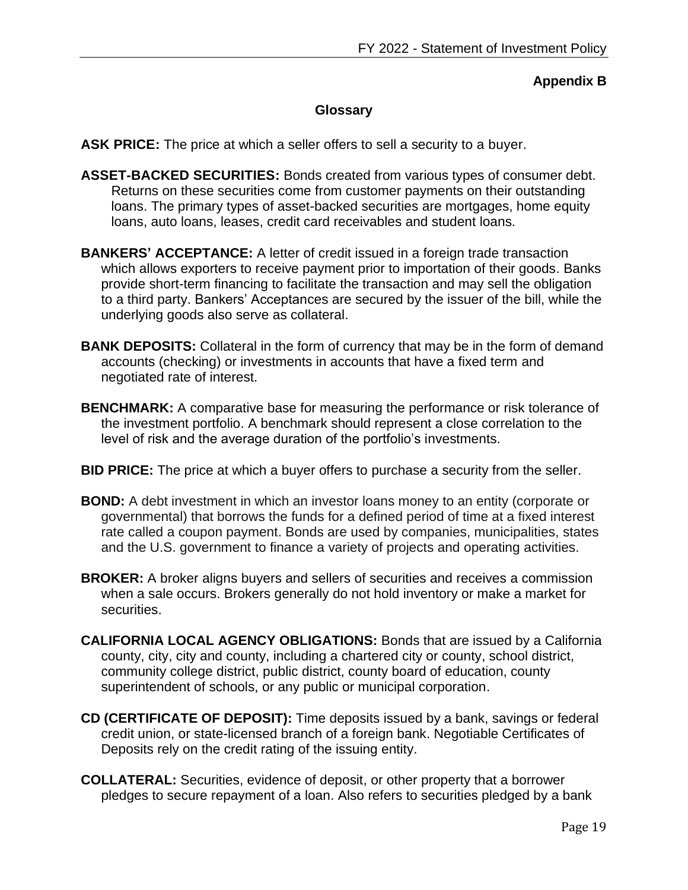## Appendix B

### Glossary

**ASK PRICE:** The price at which a seller offers to sell a security to a buyer.

**ASSET-BACKED SECURITIES:** Bonds created from various types of consumer debt. Returns on these securities come from customer payments on their outstanding loans. The primary types of asset-backed securities are mortgages, home equity loans, auto loans, leases, credit card receivables and student loans.

**BANKERS' ACCEPTANCE:** A letter of credit issued in a foreign trade transaction which allows exporters to receive payment prior to importation of their goods. Banks provide short-term financing to facilitate the transaction and may sell the obligation to a third party. Bankers' Acceptances are secured by the issuer of the bill, while the underlying goods also serve as collateral.

**BANK DEPOSITS:** Collateral in the form of currency that may be in the form of demand accounts (checking) or investments in accounts that have a fixed term and negotiated rate of interest.

**BENCHMARK:** A comparative base for measuring the performance or risk tolerance of the investment portfolio. A benchmark should represent a close correlation to the level of risk and the average duration of the portfolio's investments.

**BID PRICE:** The price at which a buyer offers to purchase a security from the seller.

**BOND:** A debt investment in which an investor loans money to an entity (corporate or governmental) that borrows the funds for a defined period of time at a fixed interest rate called a coupon payment. Bonds are used by companies, municipalities, states and the U.S. government to finance a variety of projects and operating activities.

**BROKER:** A broker aligns buyers and sellers of securities and receives a commission when a sale occurs. Brokers generally do not hold inventory or make a market for securities.

**CALIFORNIA LOCAL AGENCY OBLIGATIONS:** Bonds that are issued by a California county, city, city and county, including a chartered city or county, school district, community college district, public district, county board of education, county superintendent of schools, or any public or municipal corporation.

**CD (CERTIFICATE OF DEPOSIT):** Time deposits issued by a bank, savings or federal credit union, or state-licensed branch of a foreign bank. Negotiable Certificates of Deposits rely on the credit rating of the issuing entity.

**COLLATERAL:** Securities, evidence of deposit, or other property that a borrower pledges to secure repayment of a loan. Also refers to securities pledged by a bank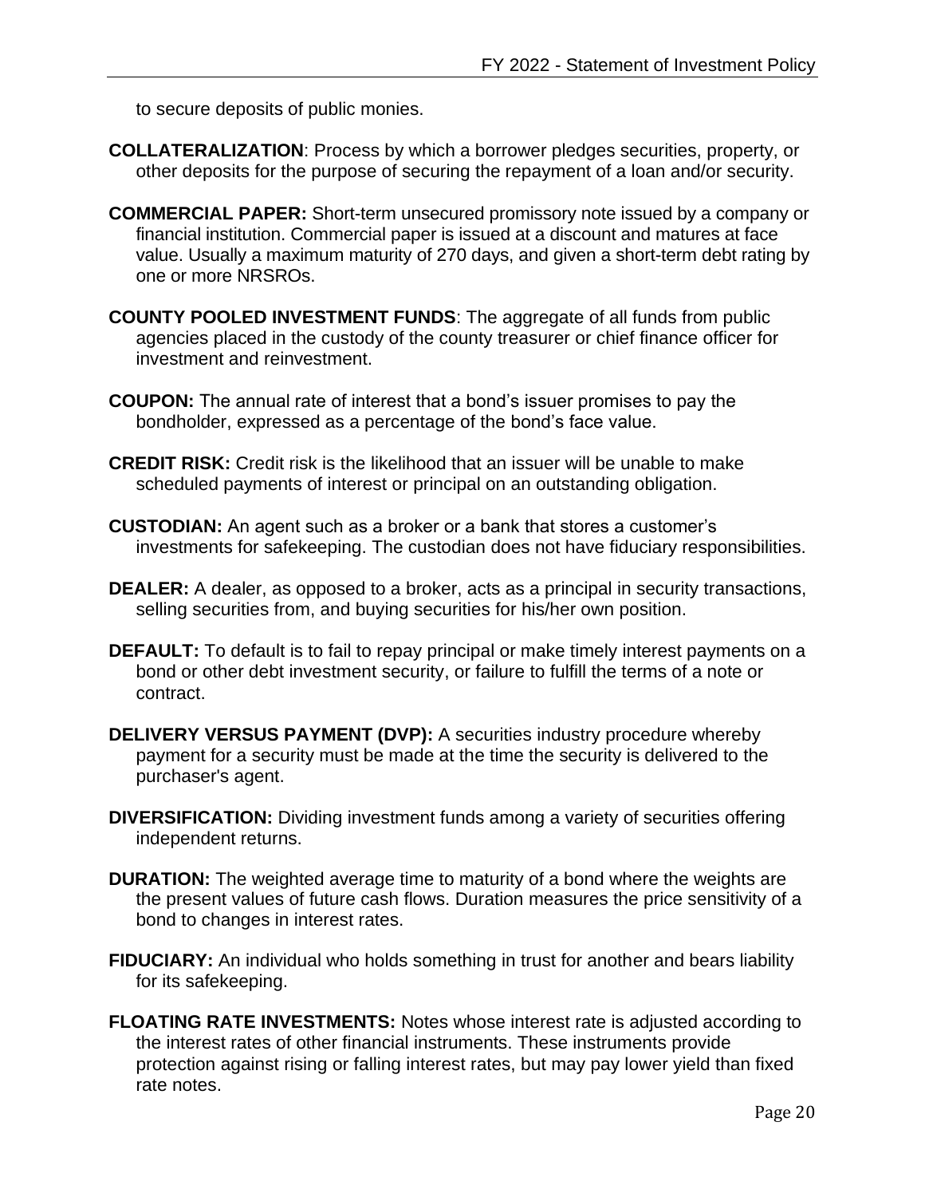to secure deposits of public monies.

**COLLATERALIZATION**: Process by which a borrower pledges securities, property, or other deposits for the purpose of securing the repayment of a loan and/or security.

**COMMERCIAL PAPER:** Short-term unsecured promissory note issued by a company or financial institution. Commercial paper is issued at a discount and matures at face value. Usually a maximum maturity of 270 days, and given a short-term debt rating by one or more NRSROs.

**COUNTY POOLED INVESTMENT FUNDS**: The aggregate of all funds from public agencies placed in the custody of the county treasurer or chief finance officer for investment and reinvestment.

**COUPON:** The annual rate of interest that a bond's issuer promises to pay the bondholder, expressed as a percentage of the bond's face value.

**CREDIT RISK:** Credit risk is the likelihood that an issuer will be unable to make scheduled payments of interest or principal on an outstanding obligation.

**CUSTODIAN:** An agent such as a broker or a bank that stores a customer's investments for safekeeping. The custodian does not have fiduciary responsibilities.

**DEALER:** A dealer, as opposed to a broker, acts as a principal in security transactions, selling securities from, and buying securities for his/her own position.

**DEFAULT:** To default is to fail to repay principal or make timely interest payments on a bond or other debt investment security, or failure to fulfill the terms of a note or contract.

**DELIVERY VERSUS PAYMENT (DVP):** A securities industry procedure whereby payment for a security must be made at the time the security is delivered to the purchaser's agent.

**DIVERSIFICATION:** Dividing investment funds among a variety of securities offering independent returns.

**DURATION:** The weighted average time to maturity of a bond where the weights are the present values of future cash flows. Duration measures the price sensitivity of a bond to changes in interest rates.

**FIDUCIARY:** An individual who holds something in trust for another and bears liability for its safekeeping.

**FLOATING RATE INVESTMENTS:** Notes whose interest rate is adjusted according to the interest rates of other financial instruments. These instruments provide protection against rising or falling interest rates, but may pay lower yield than fixed rate notes.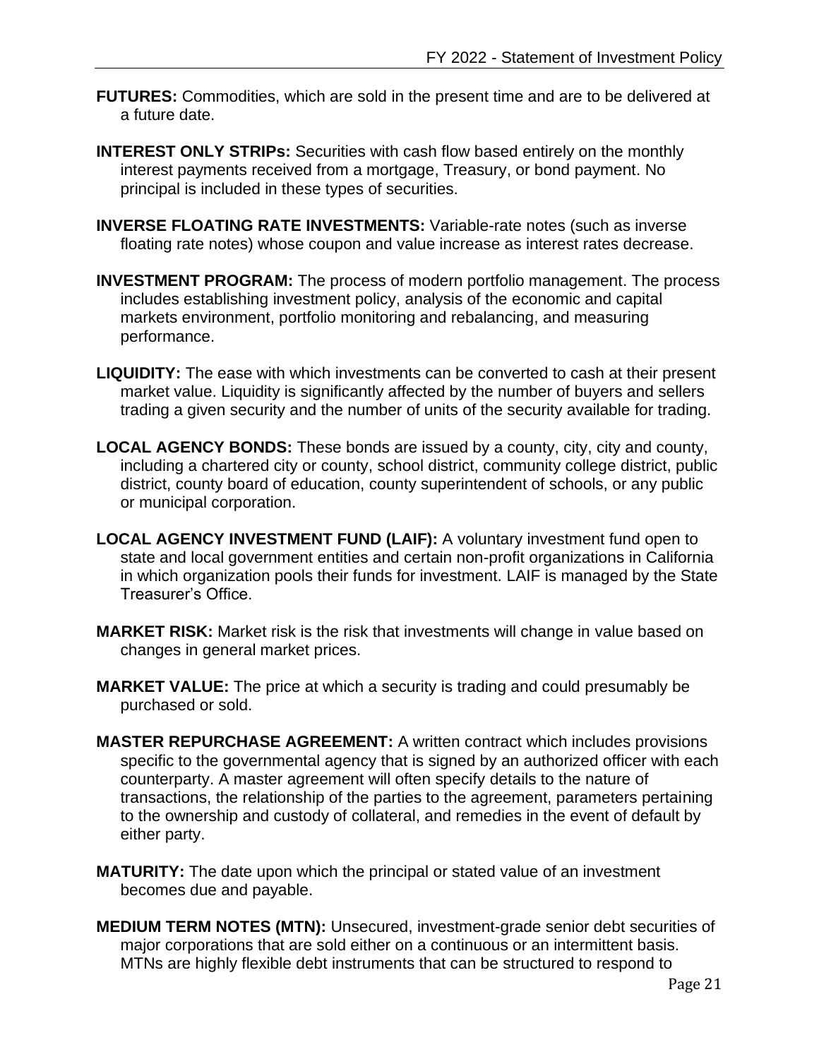**FUTURES:** Commodities, which are sold in the present time and are to be delivered at a future date.

**INTEREST ONLY STRIPs:** Securities with cash flow based entirely on the monthly interest payments received from a mortgage, Treasury, or bond payment. No principal is included in these types of securities.

**INVERSE FLOATING RATE INVESTMENTS:** Variable-rate notes (such as inverse floating rate notes) whose coupon and value increase as interest rates decrease.

**INVESTMENT PROGRAM:** The process of modern portfolio management. The process includes establishing investment policy, analysis of the economic and capital markets environment, portfolio monitoring and rebalancing, and measuring performance.

**LIQUIDITY:** The ease with which investments can be converted to cash at their present market value. Liquidity is significantly affected by the number of buyers and sellers trading a given security and the number of units of the security available for trading.

**LOCAL AGENCY BONDS:** These bonds are issued by a county, city, city and county, including a chartered city or county, school district, community college district, public district, county board of education, county superintendent of schools, or any public or municipal corporation.

**LOCAL AGENCY INVESTMENT FUND (LAIF):** A voluntary investment fund open to state and local government entities and certain non-profit organizations in California in which organization pools their funds for investment. LAIF is managed by the State Treasurer's Office.

**MARKET RISK:** Market risk is the risk that investments will change in value based on changes in general market prices.

**MARKET VALUE:** The price at which a security is trading and could presumably be purchased or sold.

**MASTER REPURCHASE AGREEMENT:** A written contract which includes provisions specific to the governmental agency that is signed by an authorized officer with each counterparty. A master agreement will often specify details to the nature of transactions, the relationship of the parties to the agreement, parameters pertaining to the ownership and custody of collateral, and remedies in the event of default by either party.

**MATURITY:** The date upon which the principal or stated value of an investment becomes due and payable.

**MEDIUM TERM NOTES (MTN):** Unsecured, investment-grade senior debt securities of major corporations that are sold either on a continuous or an intermittent basis. MTNs are highly flexible debt instruments that can be structured to respond to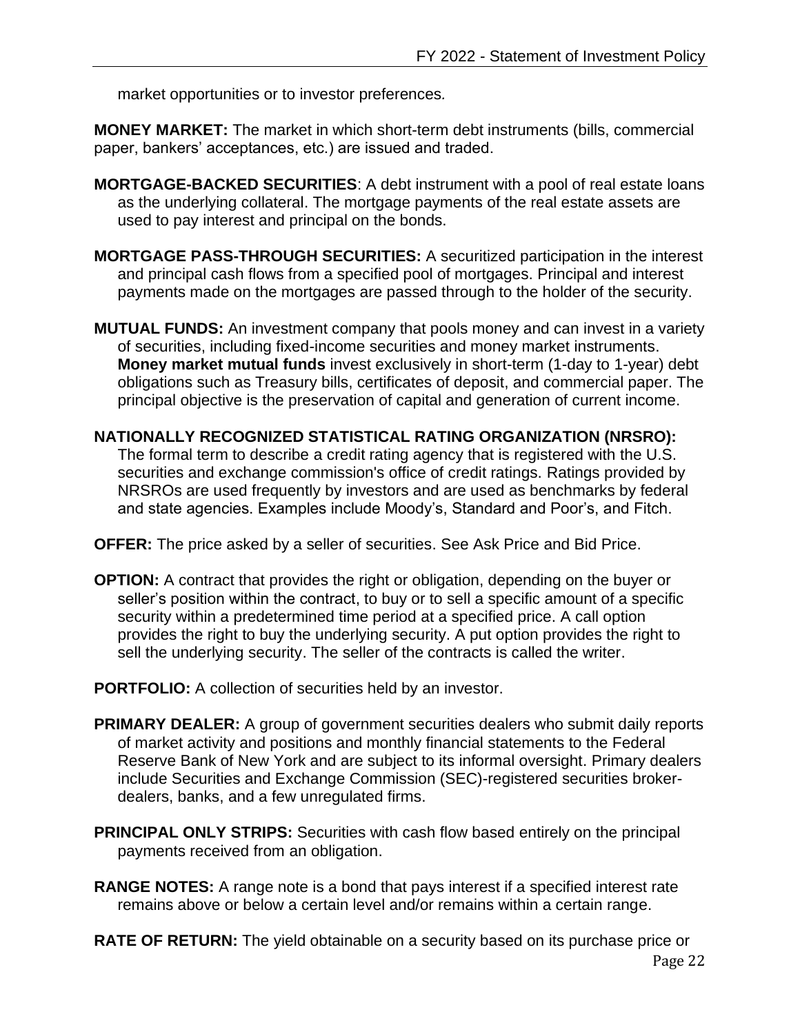market opportunities or to investor preferences.

**MONEY MARKET:** The market in which short-term debt instruments (bills, commercial paper, bankers' acceptances, etc.) are issued and traded.

**MORTGAGE-BACKED SECURITIES**: A debt instrument with a pool of real estate loans as the underlying collateral. The mortgage payments of the real estate assets are used to pay interest and principal on the bonds.

**MORTGAGE PASS-THROUGH SECURITIES:** A securitized participation in the interest and principal cash flows from a specified pool of mortgages. Principal and interest payments made on the mortgages are passed through to the holder of the security.

**MUTUAL FUNDS:** An investment company that pools money and can invest in a variety of securities, including fixed-income securities and money market instruments. **Money market mutual funds** invest exclusively in short-term (1-day to 1-year) debt obligations such as Treasury bills, certificates of deposit, and commercial paper. The principal objective is the preservation of capital and generation of current income.

**NATIONALLY RECOGNIZED STATISTICAL RATING ORGANIZATION (NRSRO):** The formal term to describe a credit rating agency that is registered with the U.S. securities and exchange commission's office of credit ratings. Ratings provided by NRSROs are used frequently by investors and are used as benchmarks by federal and state agencies. Examples include Moody's, Standard and Poor's, and Fitch.

**OFFER:** The price asked by a seller of securities. See Ask Price and Bid Price.

**OPTION:** A contract that provides the right or obligation, depending on the buyer or seller's position within the contract, to buy or to sell a specific amount of a specific security within a predetermined time period at a specified price. A call option provides the right to buy the underlying security. A put option provides the right to sell the underlying security. The seller of the contracts is called the writer.

**PORTFOLIO:** A collection of securities held by an investor.

**PRIMARY DEALER:** A group of government securities dealers who submit daily reports of market activity and positions and monthly financial statements to the Federal Reserve Bank of New York and are subject to its informal oversight. Primary dealers include Securities and Exchange Commission (SEC)-registered securities broker-dealers, banks, and a few unregulated firms.

**PRINCIPAL ONLY STRIPS:** Securities with cash flow based entirely on the principal payments received from an obligation.

**RANGE NOTES:** A range note is a bond that pays interest if a specified interest rate remains above or below a certain level and/or remains within a certain range.

**RATE OF RETURN:** The yield obtainable on a security based on its purchase price or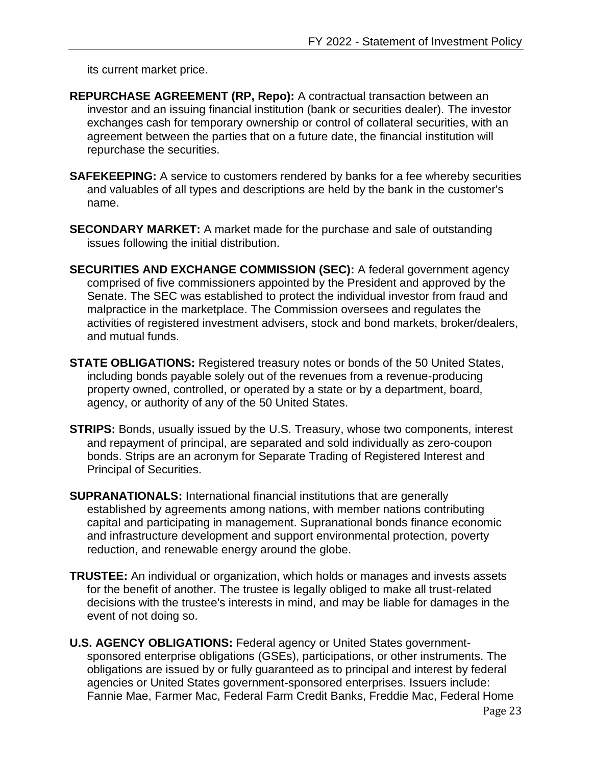its current market price.

**REPURCHASE AGREEMENT (RP, Repo):** A contractual transaction between an investor and an issuing financial institution (bank or securities dealer). The investor exchanges cash for temporary ownership or control of collateral securities, with an agreement between the parties that on a future date, the financial institution will repurchase the securities.

**SAFEKEEPING:** A service to customers rendered by banks for a fee whereby securities and valuables of all types and descriptions are held by the bank in the customer's name.

**SECONDARY MARKET:** A market made for the purchase and sale of outstanding issues following the initial distribution.

**SECURITIES AND EXCHANGE COMMISSION (SEC):** A federal government agency comprised of five commissioners appointed by the President and approved by the Senate. The SEC was established to protect the individual investor from fraud and malpractice in the marketplace. The Commission oversees and regulates the activities of registered investment advisers, stock and bond markets, broker/dealers, and mutual funds.

**STATE OBLIGATIONS:** Registered treasury notes or bonds of the 50 United States, including bonds payable solely out of the revenues from a revenue-producing property owned, controlled, or operated by a state or by a department, board, agency, or authority of any of the 50 United States.

**STRIPS:** Bonds, usually issued by the U.S. Treasury, whose two components, interest and repayment of principal, are separated and sold individually as zero-coupon bonds. Strips are an acronym for Separate Trading of Registered Interest and Principal of Securities.

**SUPRANATIONALS:** International financial institutions that are generally established by agreements among nations, with member nations contributing capital and participating in management. Supranational bonds finance economic and infrastructure development and support environmental protection, poverty reduction, and renewable energy around the globe.

**TRUSTEE:** An individual or organization, which holds or manages and invests assets for the benefit of another. The trustee is legally obliged to make all trust-related decisions with the trustee's interests in mind, and may be liable for damages in the event of not doing so.

**U.S. AGENCY OBLIGATIONS:** Federal agency or United States government-sponsored enterprise obligations (GSEs), participations, or other instruments. The obligations are issued by or fully guaranteed as to principal and interest by federal agencies or United States government-sponsored enterprises. Issuers include: Fannie Mae, Farmer Mac, Federal Farm Credit Banks, Freddie Mac, Federal Home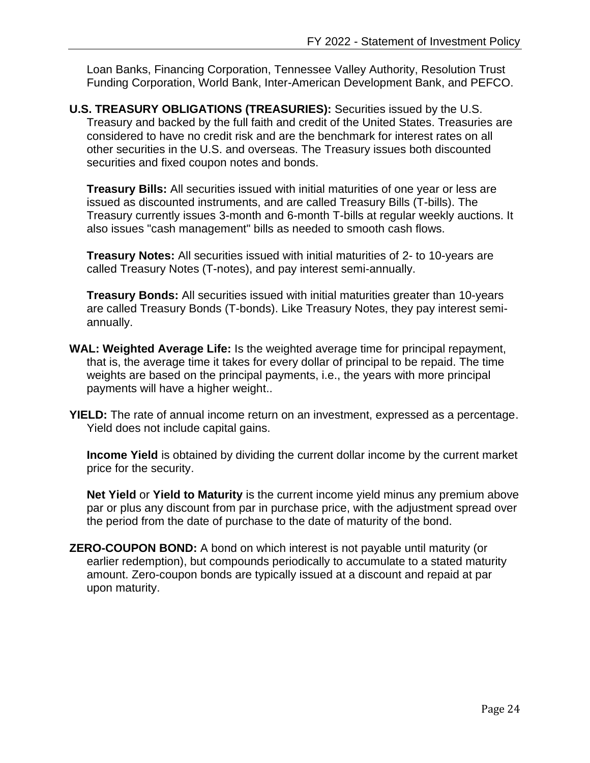Loan Banks, Financing Corporation, Tennessee Valley Authority, Resolution Trust Funding Corporation, World Bank, Inter-American Development Bank, and PEFCO.

**U.S. TREASURY OBLIGATIONS (TREASURIES):** Securities issued by the U.S. Treasury and backed by the full faith and credit of the United States. Treasuries are considered to have no credit risk and are the benchmark for interest rates on all other securities in the U.S. and overseas. The Treasury issues both discounted securities and fixed coupon notes and bonds.

**Treasury Bills:** All securities issued with initial maturities of one year or less are issued as discounted instruments, and are called Treasury Bills (T-bills). The Treasury currently issues 3-month and 6-month T-bills at regular weekly auctions. It also issues "cash management" bills as needed to smooth cash flows.

**Treasury Notes:** All securities issued with initial maturities of 2- to 10-years are called Treasury Notes (T-notes), and pay interest semi-annually.

**Treasury Bonds:** All securities issued with initial maturities greater than 10-years are called Treasury Bonds (T-bonds). Like Treasury Notes, they pay interest semi-annually.

**WAL: Weighted Average Life:** Is the weighted average time for principal repayment, that is, the average time it takes for every dollar of principal to be repaid. The time weights are based on the principal payments, i.e., the years with more principal payments will have a higher weight..

**YIELD:** The rate of annual income return on an investment, expressed as a percentage. Yield does not include capital gains.

**Income Yield** is obtained by dividing the current dollar income by the current market price for the security.

**Net Yield** or **Yield to Maturity** is the current income yield minus any premium above par or plus any discount from par in purchase price, with the adjustment spread over the period from the date of purchase to the date of maturity of the bond.

**ZERO-COUPON BOND:** A bond on which interest is not payable until maturity (or earlier redemption), but compounds periodically to accumulate to a stated maturity amount. Zero-coupon bonds are typically issued at a discount and repaid at par upon maturity.